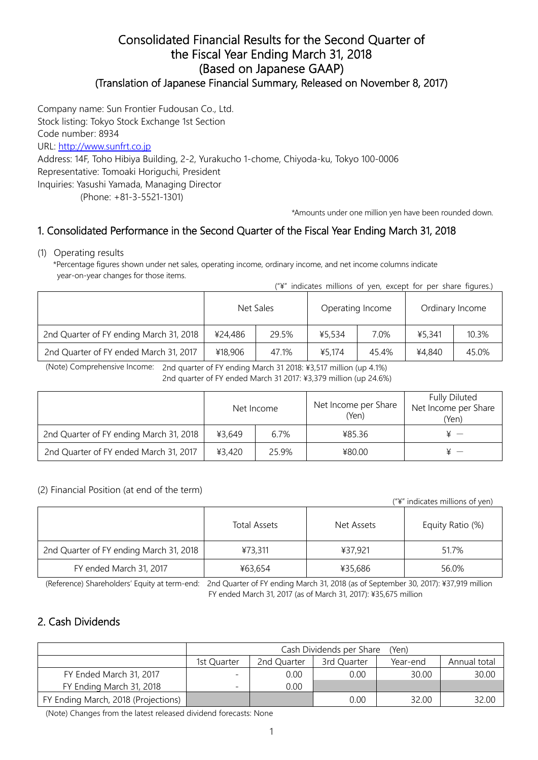# Consolidated Financial Results for the Second Quarter of the Fiscal Year Ending March 31, 2018 (Based on Japanese GAAP)

## (Translation of Japanese Financial Summary, Released on November 8, 2017)

Company name: Sun Frontier Fudousan Co., Ltd.
Stock listing: Tokyo Stock Exchange 1st Section
Code number: 8934
URL: http://www.sunfrt.co.jp
Address: 14F, Toho Hibiya Building, 2-2, Yurakucho 1-chome, Chiyoda-ku, Tokyo 100-0006
Representative: Tomoaki Horiguchi, President
Inquiries: Yasushi Yamada, Managing Director
(Phone: +81-3-5521-1301)

*Amounts under one million yen have been rounded down.

## 1. Consolidated Performance in the Second Quarter of the Fiscal Year Ending March 31, 2018

(1) Operating results

*Percentage figures shown under net sales, operating income, ordinary income, and net income columns indicate year-on-year changes for those items.

("¥" indicates millions of yen, except for per share figures.)

| | Net Sales | | Operating Income | | Ordinary Income | |
|---|---|---|---|---|---|---|
| 2nd Quarter of FY ending March 31, 2018 | ¥24,486 | 29.5% | ¥5,534 | 7.0% | ¥5,341 | 10.3% |
| 2nd Quarter of FY ended March 31, 2017 | ¥18,906 | 47.1% | ¥5,174 | 45.4% | ¥4,840 | 45.0% |

(Note) Comprehensive Income: 2nd quarter of FY ending March 31 2018: ¥3,517 million (up 4.1%)
2nd quarter of FY ended March 31 2017: ¥3,379 million (up 24.6%)

| | Net Income | | Net Income per Share (Yen) | Fully Diluted Net Income per Share (Yen) |
|---|---|---|---|---|
| 2nd Quarter of FY ending March 31, 2018 | ¥3,649 | 6.7% | ¥85.36 | ¥ － |
| 2nd Quarter of FY ended March 31, 2017 | ¥3,420 | 25.9% | ¥80.00 | ¥ － |

(2) Financial Position (at end of the term)

("¥" indicates millions of yen)

| | Total Assets | Net Assets | Equity Ratio (%) |
|---|---|---|---|
| 2nd Quarter of FY ending March 31, 2018 | ¥73,311 | ¥37,921 | 51.7% |
| FY ended March 31, 2017 | ¥63,654 | ¥35,686 | 56.0% |

(Reference) Shareholders' Equity at term-end: 2nd Quarter of FY ending March 31, 2018 (as of September 30, 2017): ¥37,919 million
FY ended March 31, 2017 (as of March 31, 2017): ¥35,675 million

## 2. Cash Dividends

| | Cash Dividends per Share (Yen) | | | | |
|---|---|---|---|---|---|
| | 1st Quarter | 2nd Quarter | 3rd Quarter | Year-end | Annual total |
| FY Ended March 31, 2017 | - | 0.00 | 0.00 | 30.00 | 30.00 |
| FY Ending March 31, 2018 | - | 0.00 | | | |
| FY Ending March, 2018 (Projections) | | | 0.00 | 32.00 | 32.00 |

(Note) Changes from the latest released dividend forecasts: None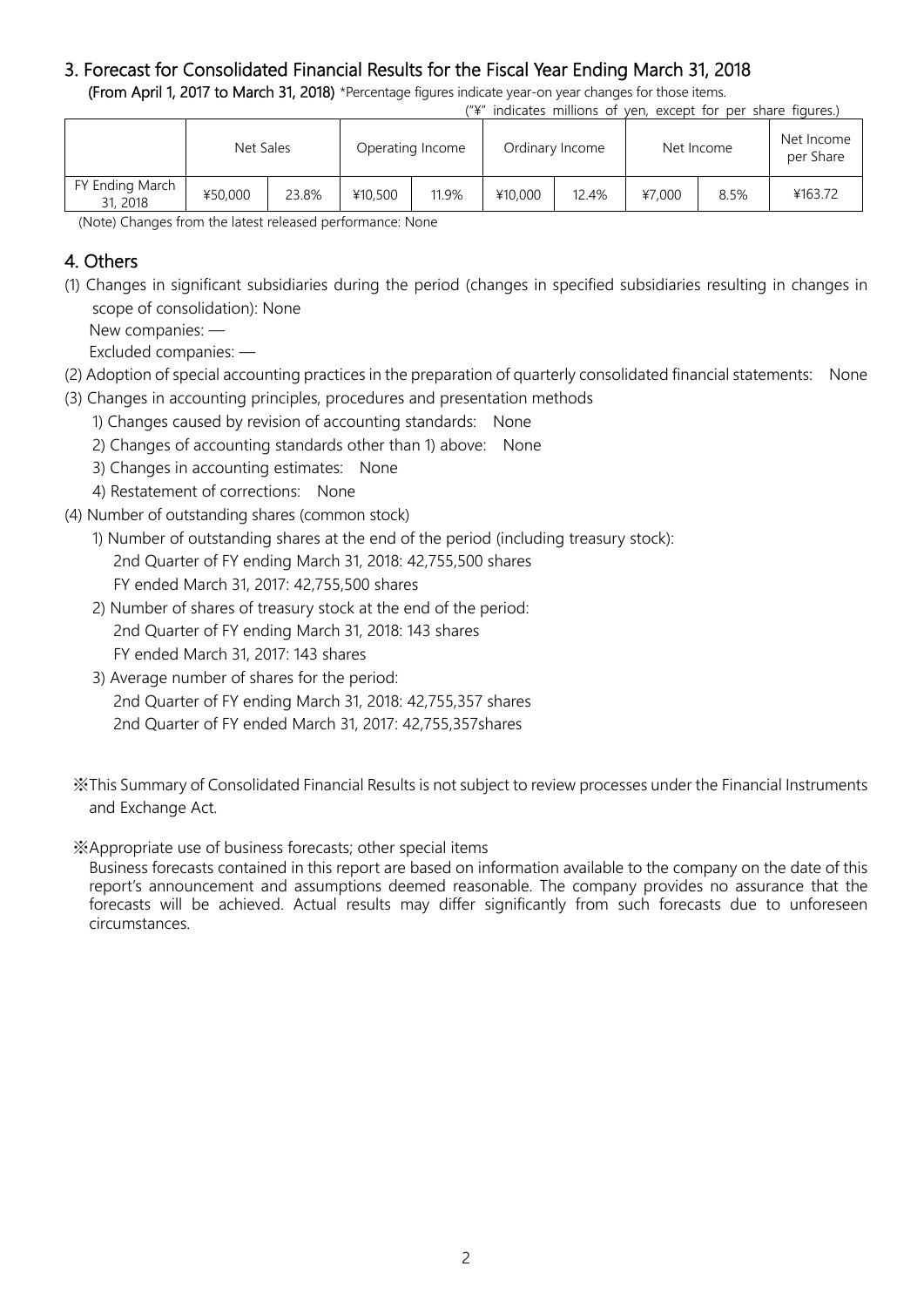## 3. Forecast for Consolidated Financial Results for the Fiscal Year Ending March 31, 2018

**(From April 1, 2017 to March 31, 2018)** *Percentage figures indicate year-on year changes for those items.

("¥" indicates millions of yen, except for per share figures.)

| | Net Sales | | Operating Income | | Ordinary Income | | Net Income | | Net Income per Share |
|---|---|---|---|---|---|---|---|---|---|
| FY Ending March 31, 2018 | ¥50,000 | 23.8% | ¥10,500 | 11.9% | ¥10,000 | 12.4% | ¥7,000 | 8.5% | ¥163.72 |

(Note) Changes from the latest released performance: None

## 4. Others

(1) Changes in significant subsidiaries during the period (changes in specified subsidiaries resulting in changes in scope of consolidation): None

New companies: —

Excluded companies: —

(2) Adoption of special accounting practices in the preparation of quarterly consolidated financial statements: None

(3) Changes in accounting principles, procedures and presentation methods

1) Changes caused by revision of accounting standards: None

2) Changes of accounting standards other than 1) above: None

3) Changes in accounting estimates: None

4) Restatement of corrections: None

(4) Number of outstanding shares (common stock)

1) Number of outstanding shares at the end of the period (including treasury stock):

2nd Quarter of FY ending March 31, 2018: 42,755,500 shares

FY ended March 31, 2017: 42,755,500 shares

2) Number of shares of treasury stock at the end of the period:

2nd Quarter of FY ending March 31, 2018: 143 shares

FY ended March 31, 2017: 143 shares

3) Average number of shares for the period:

2nd Quarter of FY ending March 31, 2018: 42,755,357 shares

2nd Quarter of FY ended March 31, 2017: 42,755,357shares

※This Summary of Consolidated Financial Results is not subject to review processes under the Financial Instruments and Exchange Act.

※Appropriate use of business forecasts; other special items

Business forecasts contained in this report are based on information available to the company on the date of this report's announcement and assumptions deemed reasonable. The company provides no assurance that the forecasts will be achieved. Actual results may differ significantly from such forecasts due to unforeseen circumstances.